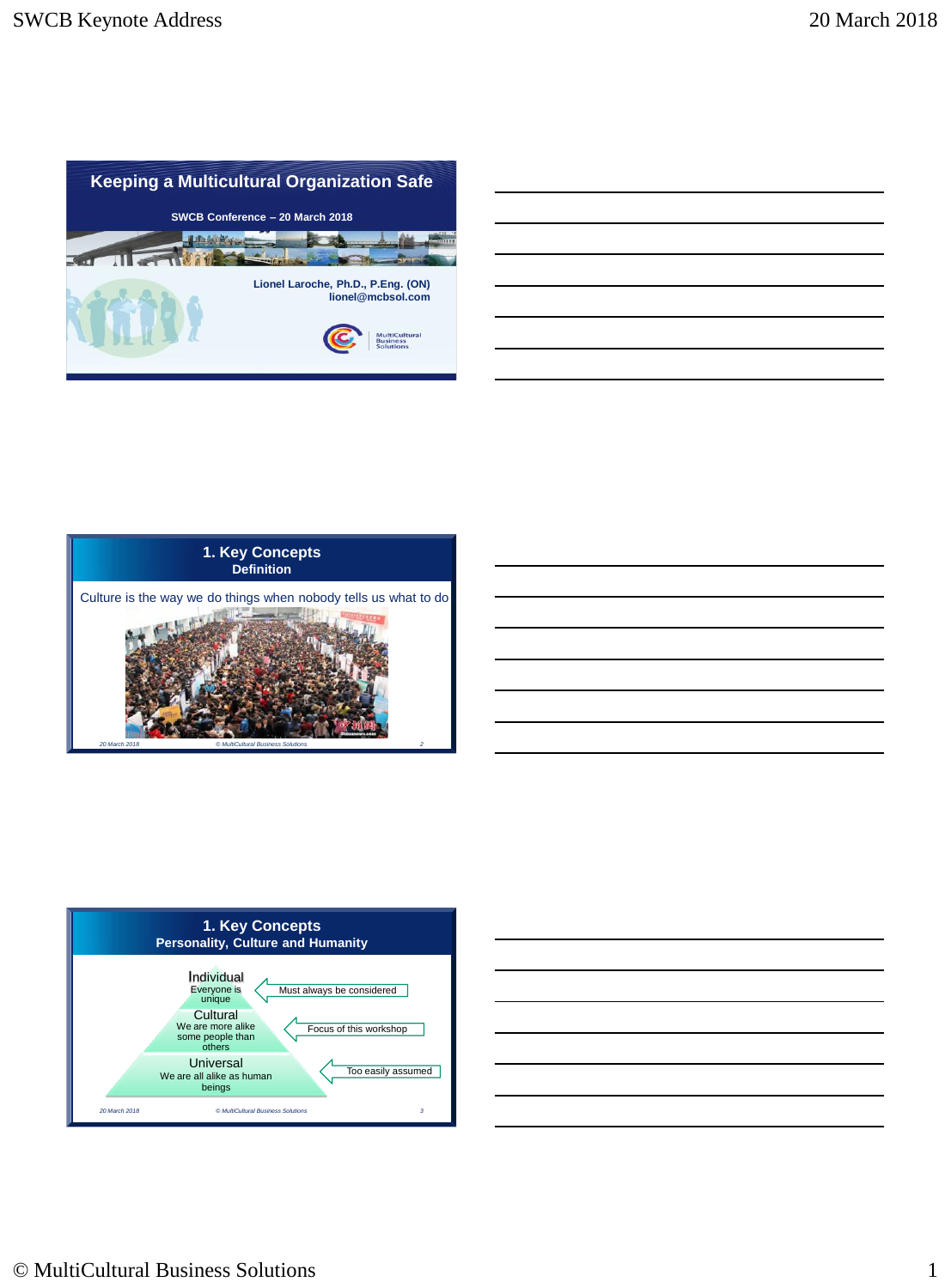## Keeping a Multicultural Organization Safe

SWCB Conference – 20 March 2018

Lionel Laroche, Ph.D., P.Eng. (ON)
lionel@mcbsol.com

MultiCultural Business Solutions

---

## 1. Key Concepts
### Definition

Culture is the way we do things when nobody tells us what to do

*20 March 2018* *© MultiCultural Business Solutions* 2

---

## 1. Key Concepts
### Personality, Culture and Humanity

- **Individual** – Everyone is unique ← Must always be considered
- **Cultural** – We are more alike some people than others ← Focus of this workshop
- **Universal** – We are all alike as human beings ← Too easily assumed

*20 March 2018* *© MultiCultural Business Solutions* 3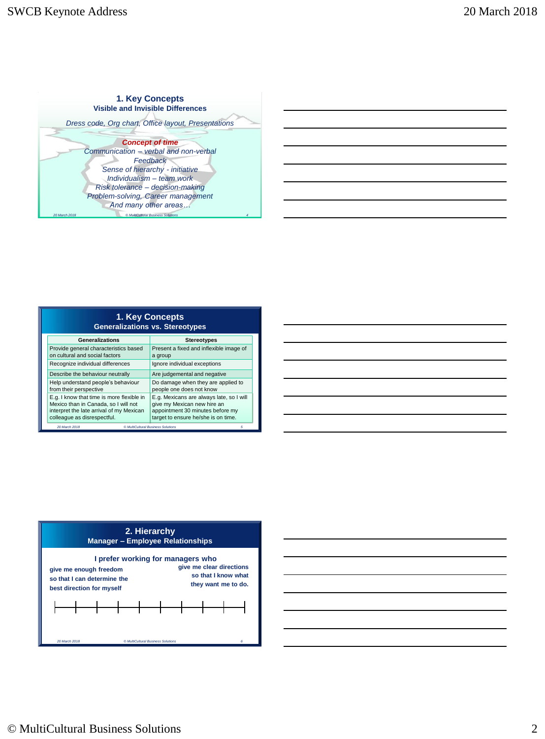## 1. Key Concepts

### Visible and Invisible Differences

*Dress code, Org chart, Office layout, Presentations*

***Concept of time***

*Communication – verbal and non-verbal*

*Feedback*

*Sense of hierarchy - initiative*

*Individualism – team work*

*Risk tolerance – decision-making*

*Problem-solving, Career management*

*And many other areas…*

## 1. Key Concepts

### Generalizations vs. Stereotypes

| Generalizations | Stereotypes |
| --- | --- |
| Provide general characteristics based on cultural and social factors | Present a fixed and inflexible image of a group |
| Recognize individual differences | Ignore individual exceptions |
| Describe the behaviour neutrally | Are judgemental and negative |
| Help understand people's behaviour from their perspective | Do damage when they are applied to people one does not know |
| E.g. I know that time is more flexible in Mexico than in Canada, so I will not interpret the late arrival of my Mexican colleague as disrespectful. | E.g. Mexicans are always late, so I will give my Mexican new hire an appointment 30 minutes before my target to ensure he/she is on time. |

## 2. Hierarchy

### Manager – Employee Relationships

**I prefer working for managers who**

**give me enough freedom so that I can determine the best direction for myself**

**give me clear directions so that I know what they want me to do.**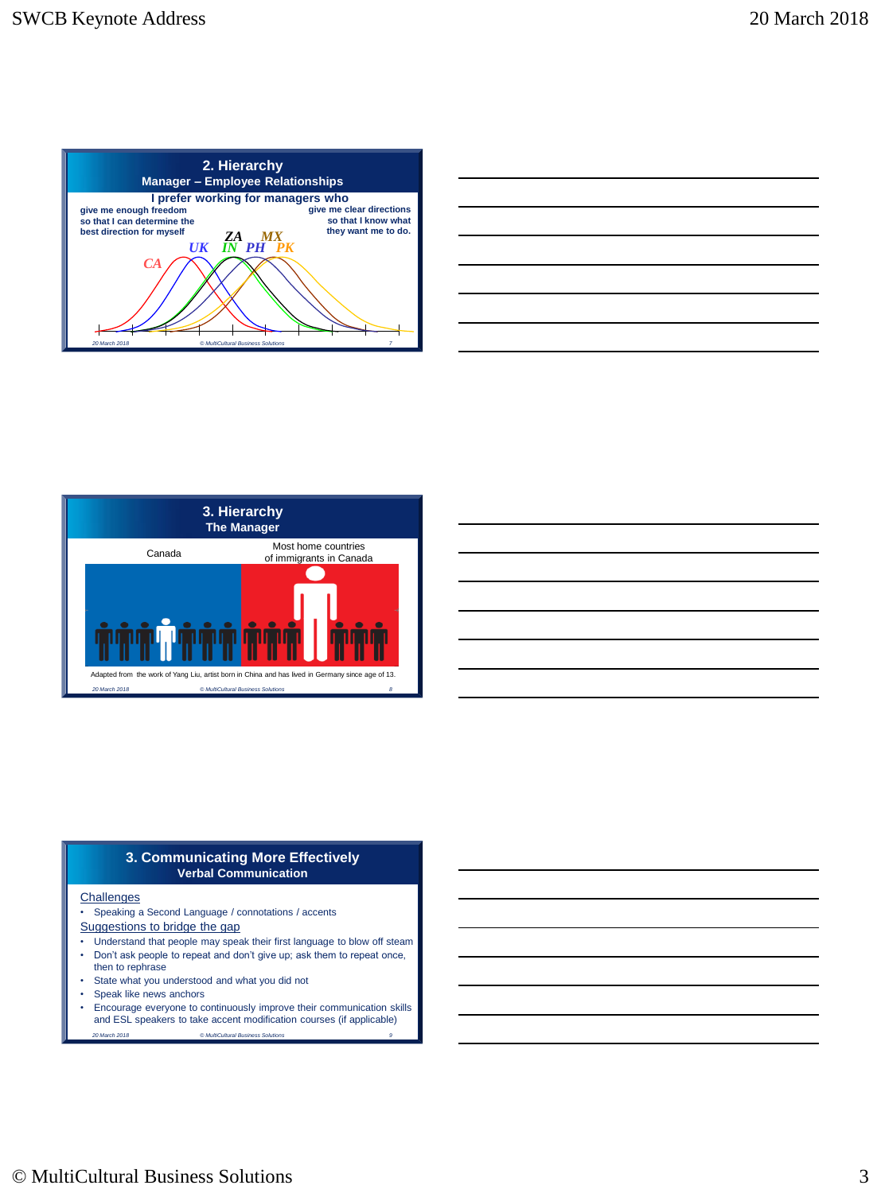## 2. Hierarchy
### Manager – Employee Relationships

I prefer working for managers who

give me enough freedom so that I can determine the best direction for myself

give me clear directions so that I know what they want me to do.

CA UK ZA IN PH MX PK

## 3. Hierarchy
### The Manager

Canada

Most home countries of immigrants in Canada

Adapted from the work of Yang Liu, artist born in China and has lived in Germany since age of 13.

## 3. Communicating More Effectively
### Verbal Communication

Challenges

- Speaking a Second Language / connotations / accents

Suggestions to bridge the gap

- Understand that people may speak their first language to blow off steam
- Don't ask people to repeat and don't give up; ask them to repeat once, then to rephrase
- State what you understood and what you did not
- Speak like news anchors
- Encourage everyone to continuously improve their communication skills and ESL speakers to take accent modification courses (if applicable)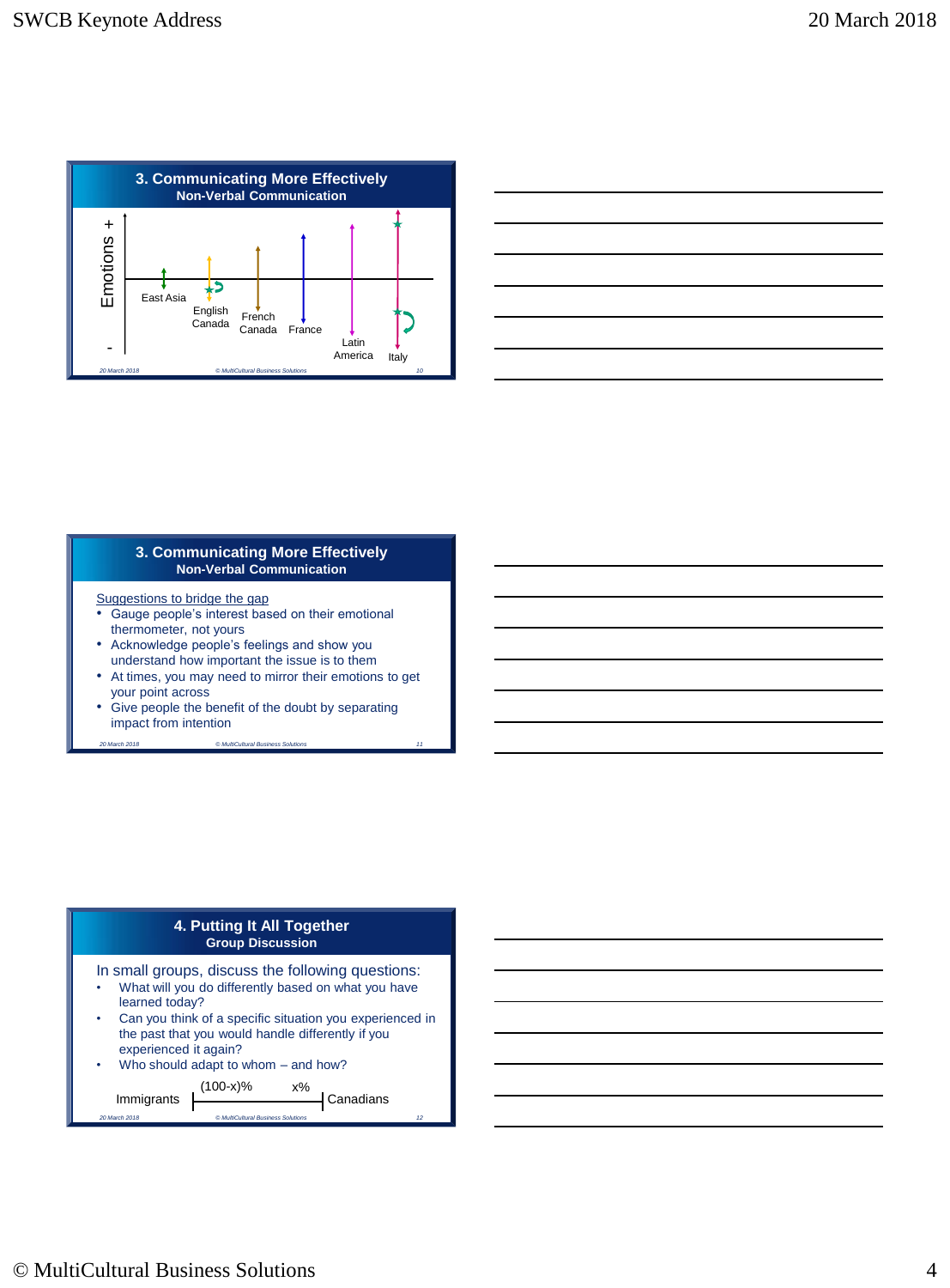## 3. Communicating More Effectively
### Non-Verbal Communication

Emotions + / -

East Asia, English Canada, French Canada, France, Latin America, Italy

## 3. Communicating More Effectively
### Non-Verbal Communication

Suggestions to bridge the gap

- Gauge people's interest based on their emotional thermometer, not yours
- Acknowledge people's feelings and show you understand how important the issue is to them
- At times, you may need to mirror their emotions to get your point across
- Give people the benefit of the doubt by separating impact from intention

## 4. Putting It All Together
### Group Discussion

In small groups, discuss the following questions:

- What will you do differently based on what you have learned today?
- Can you think of a specific situation you experienced in the past that you would handle differently if you experienced it again?
- Who should adapt to whom – and how?

Immigrants (100-x)% x% Canadians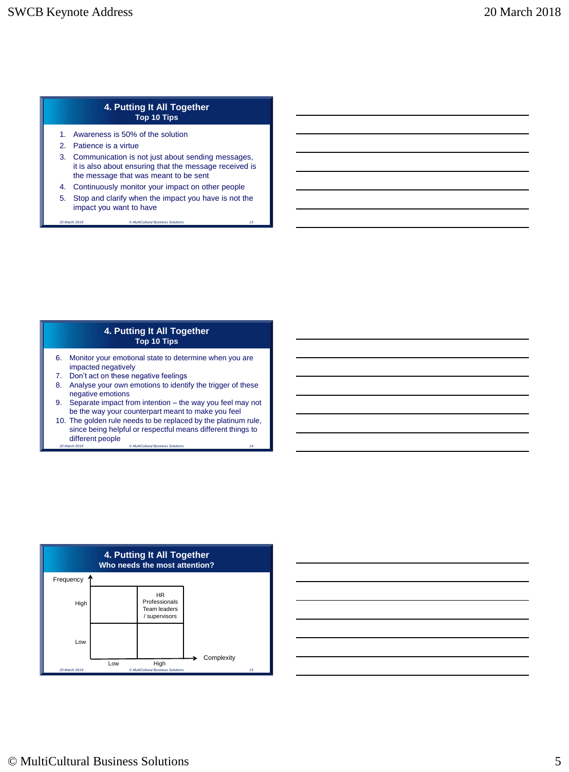## 4. Putting It All Together

### Top 10 Tips

1. Awareness is 50% of the solution
2. Patience is a virtue
3. Communication is not just about sending messages, it is also about ensuring that the message received is the message that was meant to be sent
4. Continuously monitor your impact on other people
5. Stop and clarify when the impact you have is not the impact you want to have

## 4. Putting It All Together

### Top 10 Tips

6. Monitor your emotional state to determine when you are impacted negatively
7. Don't act on these negative feelings
8. Analyse your own emotions to identify the trigger of these negative emotions
9. Separate impact from intention – the way you feel may not be the way your counterpart meant to make you feel
10. The golden rule needs to be replaced by the platinum rule, since being helpful or respectful means different things to different people

## 4. Putting It All Together

### Who needs the most attention?

| Frequency \ Complexity | Low | High |
|---|---|---|
| High | | HR Professionals Team leaders / supervisors |
| Low | | |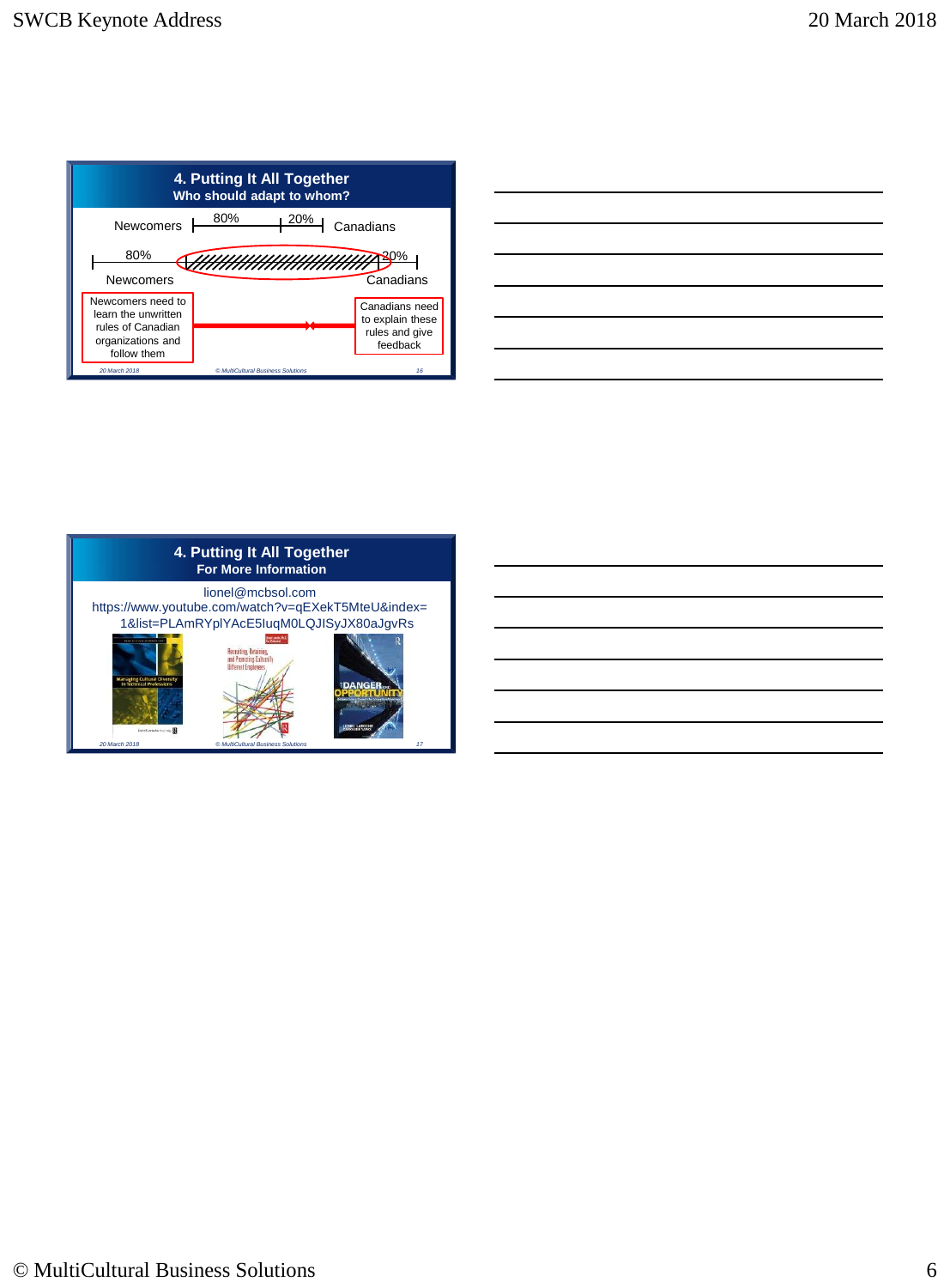## 4. Putting It All Together

### Who should adapt to whom?

Newcomers 80% 20% Canadians

80% 20%

Newcomers Canadians

Newcomers need to learn the unwritten rules of Canadian organizations and follow them

Canadians need to explain these rules and give feedback

20 March 2018 © MultiCultural Business Solutions 16

## 4. Putting It All Together

### For More Information

lionel@mcbsol.com

https://www.youtube.com/watch?v=qEXekT5MteU&index=1&list=PLAmRYplYAcE5IuqM0LQJISyJX80aJgvRs

20 March 2018 © MultiCultural Business Solutions 17